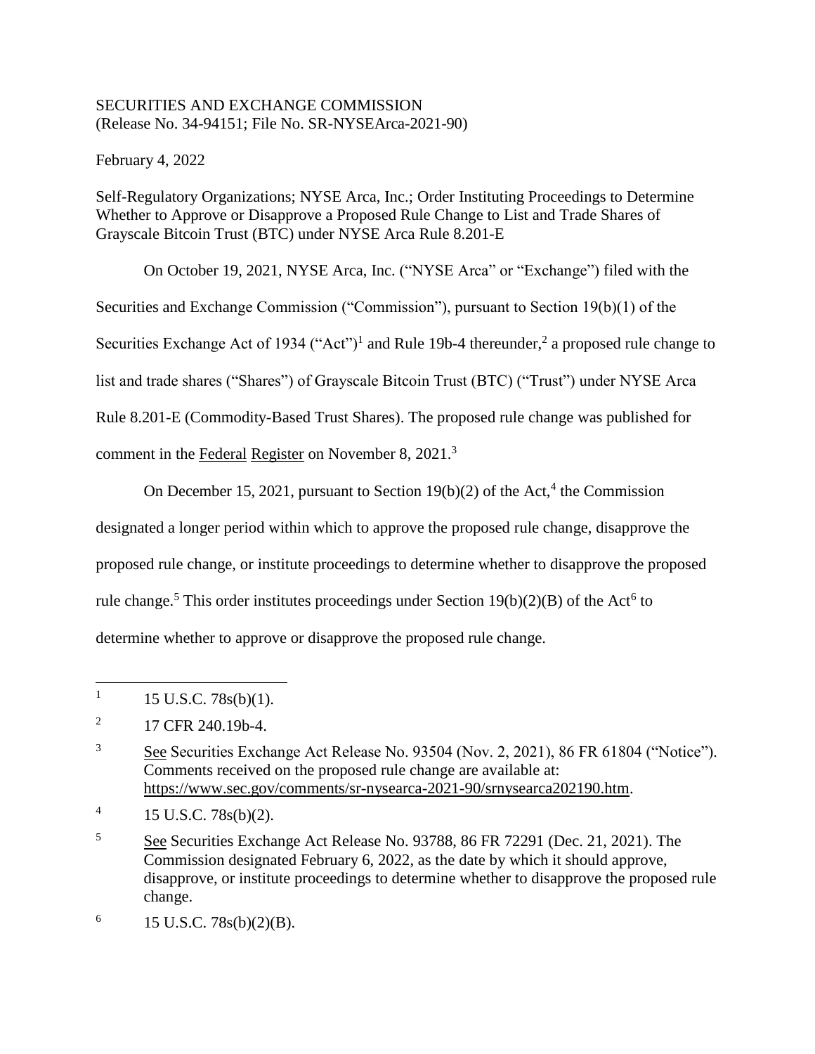SECURITIES AND EXCHANGE COMMISSION
(Release No. 34-94151; File No. SR-NYSEArca-2021-90)

February 4, 2022

Self-Regulatory Organizations; NYSE Arca, Inc.; Order Instituting Proceedings to Determine Whether to Approve or Disapprove a Proposed Rule Change to List and Trade Shares of Grayscale Bitcoin Trust (BTC) under NYSE Arca Rule 8.201-E

On October 19, 2021, NYSE Arca, Inc. ("NYSE Arca" or "Exchange") filed with the Securities and Exchange Commission ("Commission"), pursuant to Section 19(b)(1) of the Securities Exchange Act of 1934 ("Act")[1] and Rule 19b-4 thereunder,[2] a proposed rule change to list and trade shares ("Shares") of Grayscale Bitcoin Trust (BTC) ("Trust") under NYSE Arca Rule 8.201-E (Commodity-Based Trust Shares). The proposed rule change was published for comment in the Federal Register on November 8, 2021.[3]

On December 15, 2021, pursuant to Section 19(b)(2) of the Act,[4] the Commission designated a longer period within which to approve the proposed rule change, disapprove the proposed rule change, or institute proceedings to determine whether to disapprove the proposed rule change.[5] This order institutes proceedings under Section 19(b)(2)(B) of the Act[6] to determine whether to approve or disapprove the proposed rule change.

---

[1] 15 U.S.C. 78s(b)(1).

[2] 17 CFR 240.19b-4.

[3] See Securities Exchange Act Release No. 93504 (Nov. 2, 2021), 86 FR 61804 ("Notice"). Comments received on the proposed rule change are available at: https://www.sec.gov/comments/sr-nysearca-2021-90/srnysearca202190.htm.

[4] 15 U.S.C. 78s(b)(2).

[5] See Securities Exchange Act Release No. 93788, 86 FR 72291 (Dec. 21, 2021). The Commission designated February 6, 2022, as the date by which it should approve, disapprove, or institute proceedings to determine whether to disapprove the proposed rule change.

[6] 15 U.S.C. 78s(b)(2)(B).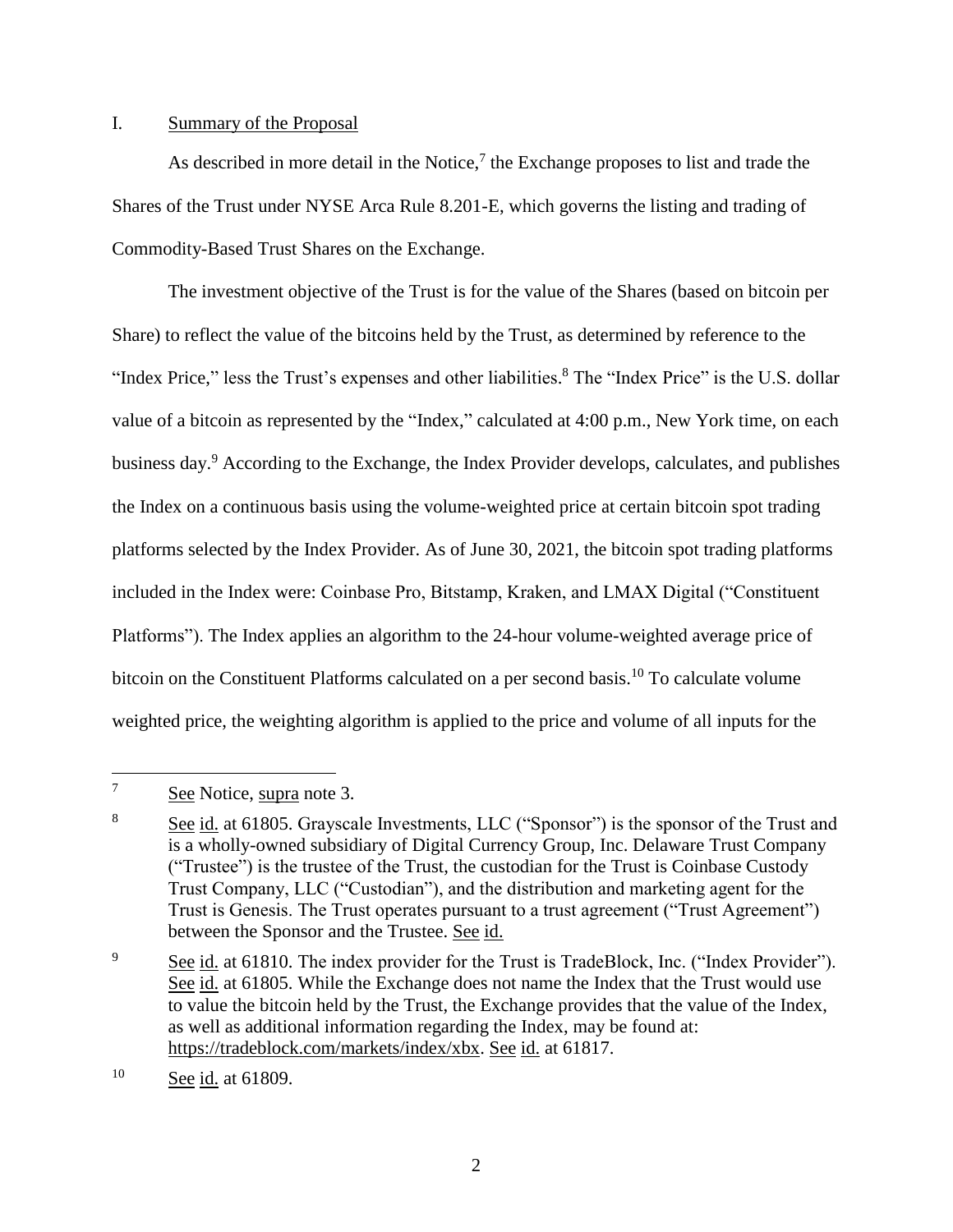## I. Summary of the Proposal

As described in more detail in the Notice,[7] the Exchange proposes to list and trade the Shares of the Trust under NYSE Arca Rule 8.201-E, which governs the listing and trading of Commodity-Based Trust Shares on the Exchange.

The investment objective of the Trust is for the value of the Shares (based on bitcoin per Share) to reflect the value of the bitcoins held by the Trust, as determined by reference to the "Index Price," less the Trust's expenses and other liabilities.[8] The "Index Price" is the U.S. dollar value of a bitcoin as represented by the "Index," calculated at 4:00 p.m., New York time, on each business day.[9] According to the Exchange, the Index Provider develops, calculates, and publishes the Index on a continuous basis using the volume-weighted price at certain bitcoin spot trading platforms selected by the Index Provider. As of June 30, 2021, the bitcoin spot trading platforms included in the Index were: Coinbase Pro, Bitstamp, Kraken, and LMAX Digital ("Constituent Platforms"). The Index applies an algorithm to the 24-hour volume-weighted average price of bitcoin on the Constituent Platforms calculated on a per second basis.[10] To calculate volume weighted price, the weighting algorithm is applied to the price and volume of all inputs for the

---

[7] See Notice, supra note 3.

[8] See id. at 61805. Grayscale Investments, LLC ("Sponsor") is the sponsor of the Trust and is a wholly-owned subsidiary of Digital Currency Group, Inc. Delaware Trust Company ("Trustee") is the trustee of the Trust, the custodian for the Trust is Coinbase Custody Trust Company, LLC ("Custodian"), and the distribution and marketing agent for the Trust is Genesis. The Trust operates pursuant to a trust agreement ("Trust Agreement") between the Sponsor and the Trustee. See id.

[9] See id. at 61810. The index provider for the Trust is TradeBlock, Inc. ("Index Provider"). See id. at 61805. While the Exchange does not name the Index that the Trust would use to value the bitcoin held by the Trust, the Exchange provides that the value of the Index, as well as additional information regarding the Index, may be found at: https://tradeblock.com/markets/index/xbx. See id. at 61817.

[10] See id. at 61809.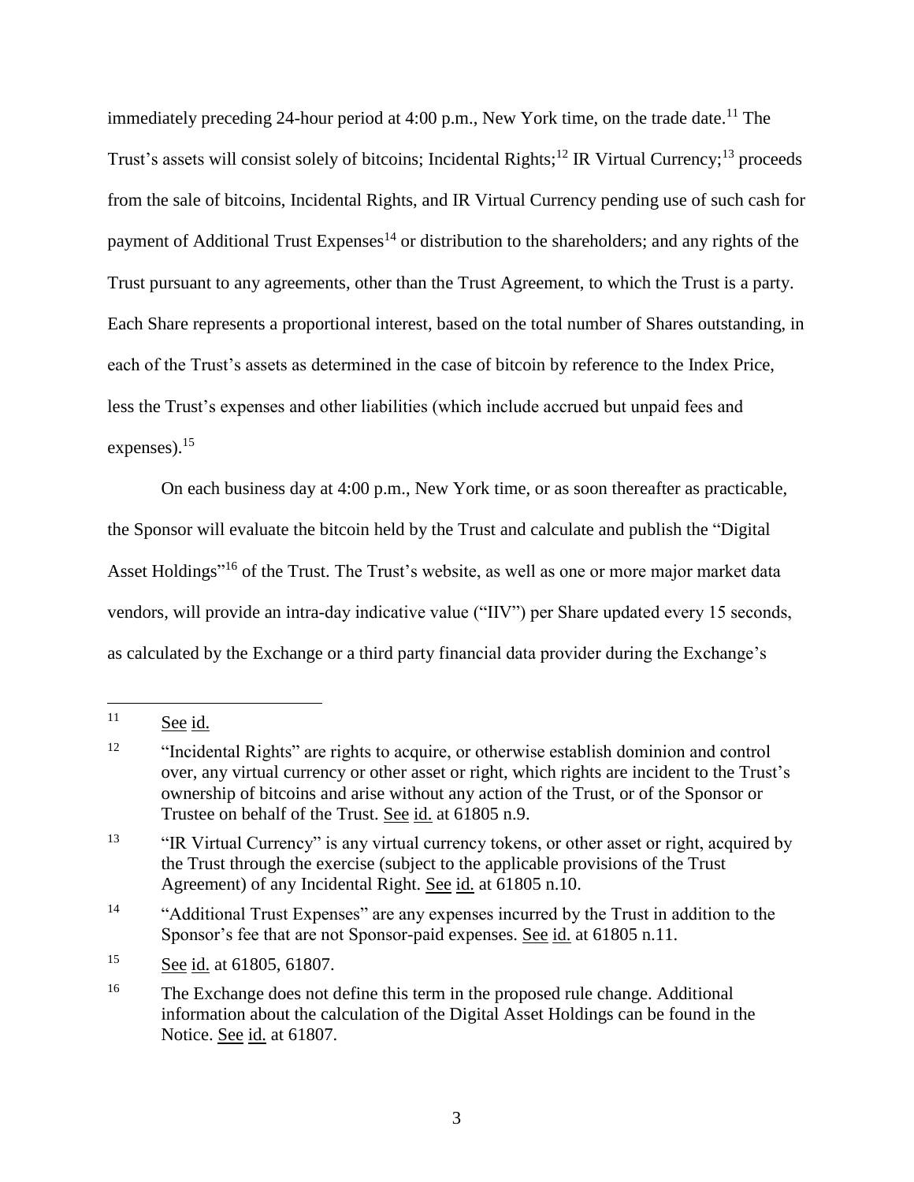immediately preceding 24-hour period at 4:00 p.m., New York time, on the trade date.[11] The Trust's assets will consist solely of bitcoins; Incidental Rights;[12] IR Virtual Currency;[13] proceeds from the sale of bitcoins, Incidental Rights, and IR Virtual Currency pending use of such cash for payment of Additional Trust Expenses[14] or distribution to the shareholders; and any rights of the Trust pursuant to any agreements, other than the Trust Agreement, to which the Trust is a party. Each Share represents a proportional interest, based on the total number of Shares outstanding, in each of the Trust's assets as determined in the case of bitcoin by reference to the Index Price, less the Trust's expenses and other liabilities (which include accrued but unpaid fees and expenses).[15]

On each business day at 4:00 p.m., New York time, or as soon thereafter as practicable, the Sponsor will evaluate the bitcoin held by the Trust and calculate and publish the "Digital Asset Holdings"[16] of the Trust. The Trust's website, as well as one or more major market data vendors, will provide an intra-day indicative value ("IIV") per Share updated every 15 seconds, as calculated by the Exchange or a third party financial data provider during the Exchange's

---

[11] See id.

[12] "Incidental Rights" are rights to acquire, or otherwise establish dominion and control over, any virtual currency or other asset or right, which rights are incident to the Trust's ownership of bitcoins and arise without any action of the Trust, or of the Sponsor or Trustee on behalf of the Trust. See id. at 61805 n.9.

[13] "IR Virtual Currency" is any virtual currency tokens, or other asset or right, acquired by the Trust through the exercise (subject to the applicable provisions of the Trust Agreement) of any Incidental Right. See id. at 61805 n.10.

[14] "Additional Trust Expenses" are any expenses incurred by the Trust in addition to the Sponsor's fee that are not Sponsor-paid expenses. See id. at 61805 n.11.

[15] See id. at 61805, 61807.

[16] The Exchange does not define this term in the proposed rule change. Additional information about the calculation of the Digital Asset Holdings can be found in the Notice. See id. at 61807.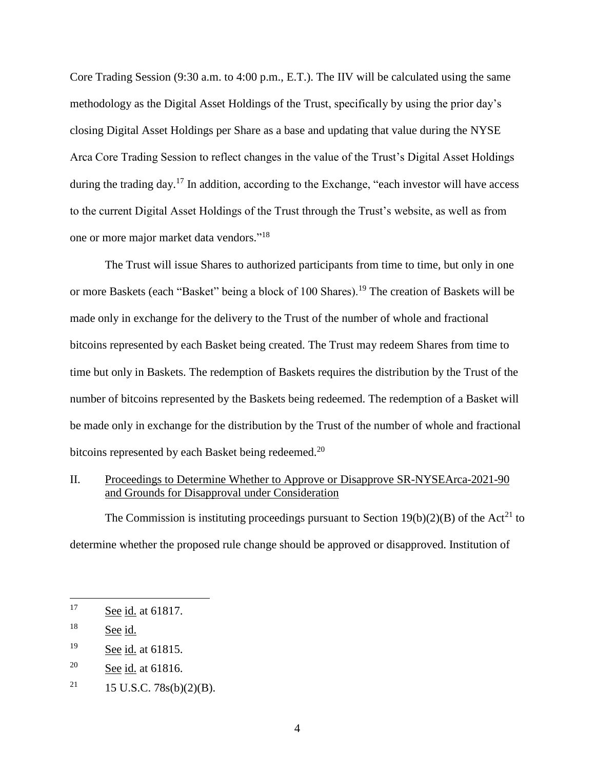Core Trading Session (9:30 a.m. to 4:00 p.m., E.T.). The IIV will be calculated using the same methodology as the Digital Asset Holdings of the Trust, specifically by using the prior day's closing Digital Asset Holdings per Share as a base and updating that value during the NYSE Arca Core Trading Session to reflect changes in the value of the Trust's Digital Asset Holdings during the trading day.[17] In addition, according to the Exchange, "each investor will have access to the current Digital Asset Holdings of the Trust through the Trust's website, as well as from one or more major market data vendors."[18]

The Trust will issue Shares to authorized participants from time to time, but only in one or more Baskets (each "Basket" being a block of 100 Shares).[19] The creation of Baskets will be made only in exchange for the delivery to the Trust of the number of whole and fractional bitcoins represented by each Basket being created. The Trust may redeem Shares from time to time but only in Baskets. The redemption of Baskets requires the distribution by the Trust of the number of bitcoins represented by the Baskets being redeemed. The redemption of a Basket will be made only in exchange for the distribution by the Trust of the number of whole and fractional bitcoins represented by each Basket being redeemed.[20]

## II. Proceedings to Determine Whether to Approve or Disapprove SR-NYSEArca-2021-90 and Grounds for Disapproval under Consideration

The Commission is instituting proceedings pursuant to Section 19(b)(2)(B) of the Act[21] to determine whether the proposed rule change should be approved or disapproved. Institution of

---

[17] See id. at 61817.

[18] See id.

[19] See id. at 61815.

[20] See id. at 61816.

[21] 15 U.S.C. 78s(b)(2)(B).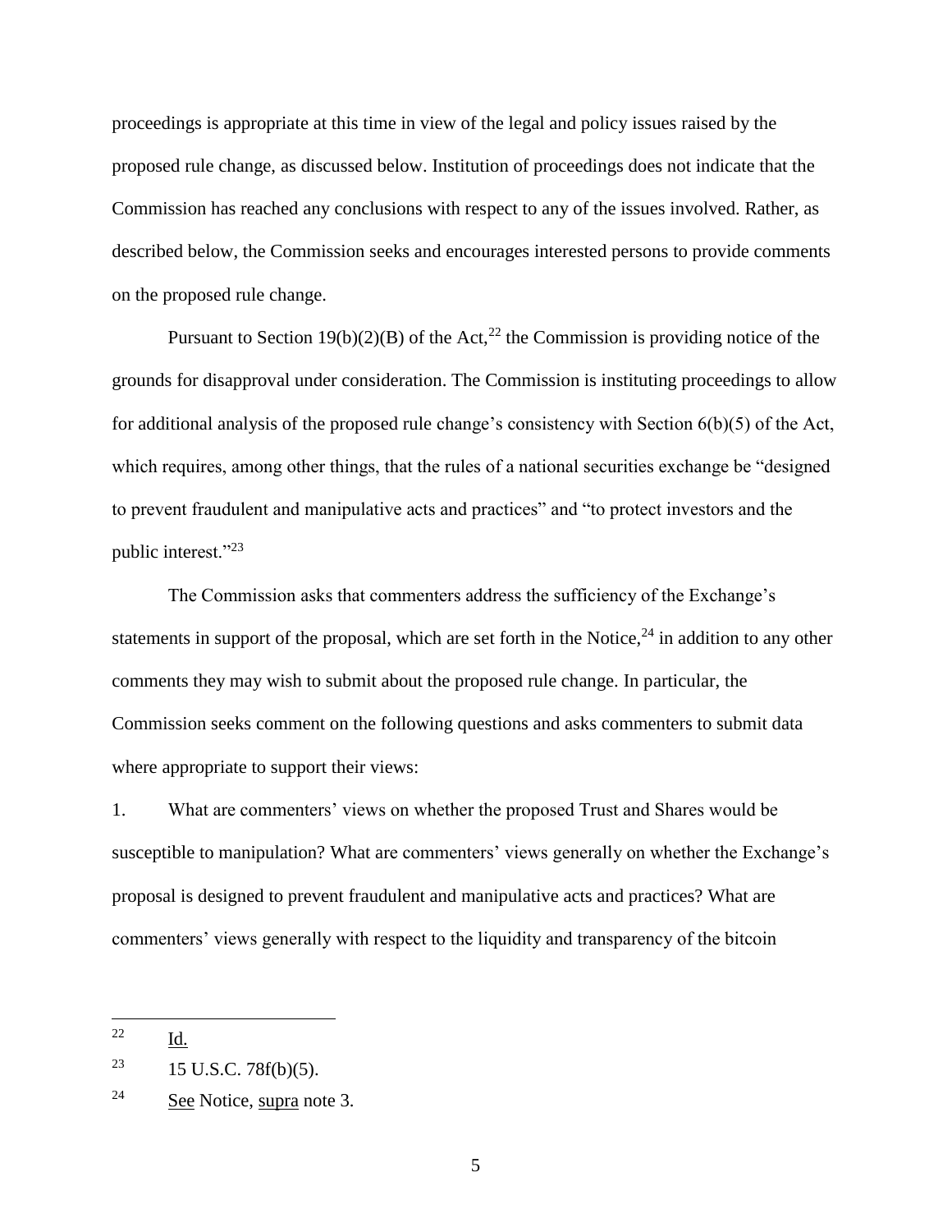proceedings is appropriate at this time in view of the legal and policy issues raised by the proposed rule change, as discussed below. Institution of proceedings does not indicate that the Commission has reached any conclusions with respect to any of the issues involved. Rather, as described below, the Commission seeks and encourages interested persons to provide comments on the proposed rule change.

Pursuant to Section 19(b)(2)(B) of the Act,[22] the Commission is providing notice of the grounds for disapproval under consideration. The Commission is instituting proceedings to allow for additional analysis of the proposed rule change's consistency with Section 6(b)(5) of the Act, which requires, among other things, that the rules of a national securities exchange be "designed to prevent fraudulent and manipulative acts and practices" and "to protect investors and the public interest."[23]

The Commission asks that commenters address the sufficiency of the Exchange's statements in support of the proposal, which are set forth in the Notice,[24] in addition to any other comments they may wish to submit about the proposed rule change. In particular, the Commission seeks comment on the following questions and asks commenters to submit data where appropriate to support their views:

1. What are commenters' views on whether the proposed Trust and Shares would be susceptible to manipulation? What are commenters' views generally on whether the Exchange's proposal is designed to prevent fraudulent and manipulative acts and practices? What are commenters' views generally with respect to the liquidity and transparency of the bitcoin

---

[22] Id.

[23] 15 U.S.C. 78f(b)(5).

[24] See Notice, supra note 3.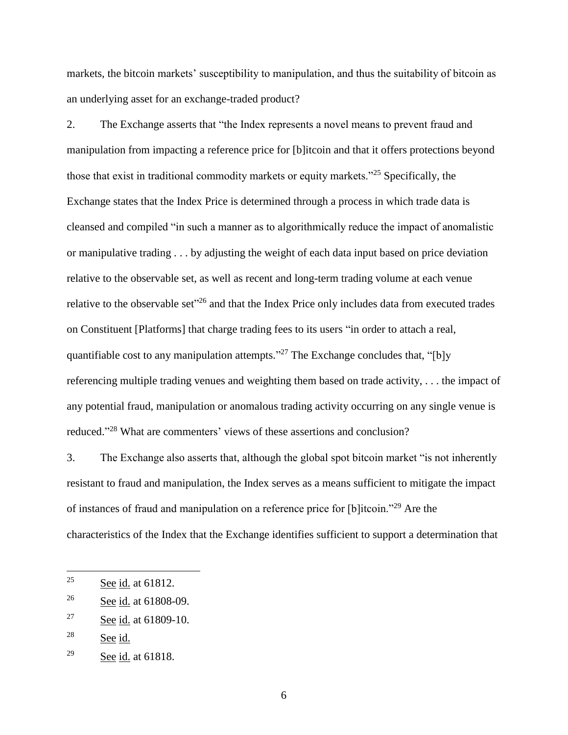markets, the bitcoin markets' susceptibility to manipulation, and thus the suitability of bitcoin as an underlying asset for an exchange-traded product?

2. The Exchange asserts that "the Index represents a novel means to prevent fraud and manipulation from impacting a reference price for [b]itcoin and that it offers protections beyond those that exist in traditional commodity markets or equity markets."[25] Specifically, the Exchange states that the Index Price is determined through a process in which trade data is cleansed and compiled "in such a manner as to algorithmically reduce the impact of anomalistic or manipulative trading . . . by adjusting the weight of each data input based on price deviation relative to the observable set, as well as recent and long-term trading volume at each venue relative to the observable set"[26] and that the Index Price only includes data from executed trades on Constituent [Platforms] that charge trading fees to its users "in order to attach a real, quantifiable cost to any manipulation attempts."[27] The Exchange concludes that, "[b]y referencing multiple trading venues and weighting them based on trade activity, . . . the impact of any potential fraud, manipulation or anomalous trading activity occurring on any single venue is reduced."[28] What are commenters' views of these assertions and conclusion?

3. The Exchange also asserts that, although the global spot bitcoin market "is not inherently resistant to fraud and manipulation, the Index serves as a means sufficient to mitigate the impact of instances of fraud and manipulation on a reference price for [b]itcoin."[29] Are the characteristics of the Index that the Exchange identifies sufficient to support a determination that

---

[25] See id. at 61812.

[26] See id. at 61808-09.

[27] See id. at 61809-10.

[28] See id.

[29] See id. at 61818.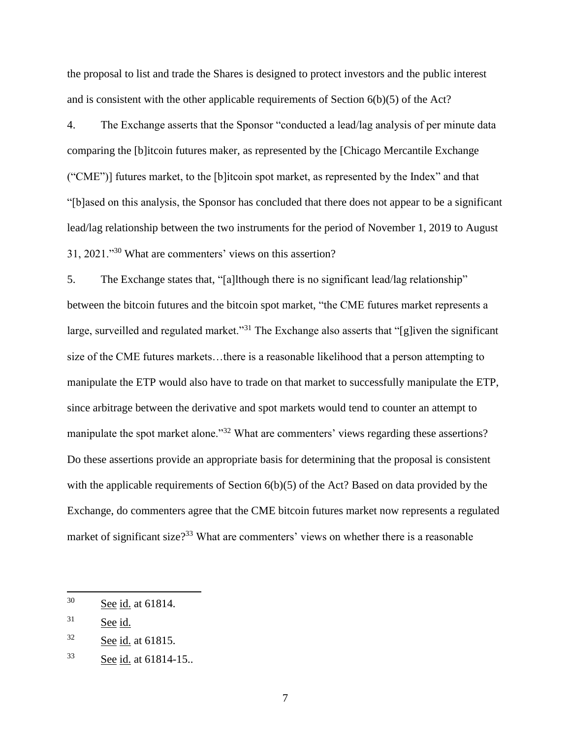the proposal to list and trade the Shares is designed to protect investors and the public interest and is consistent with the other applicable requirements of Section 6(b)(5) of the Act?

4. The Exchange asserts that the Sponsor "conducted a lead/lag analysis of per minute data comparing the [b]itcoin futures maker, as represented by the [Chicago Mercantile Exchange ("CME")] futures market, to the [b]itcoin spot market, as represented by the Index" and that "[b]ased on this analysis, the Sponsor has concluded that there does not appear to be a significant lead/lag relationship between the two instruments for the period of November 1, 2019 to August 31, 2021."[30] What are commenters' views on this assertion?

5. The Exchange states that, "[a]lthough there is no significant lead/lag relationship" between the bitcoin futures and the bitcoin spot market, "the CME futures market represents a large, surveilled and regulated market."[31] The Exchange also asserts that "[g]iven the significant size of the CME futures markets…there is a reasonable likelihood that a person attempting to manipulate the ETP would also have to trade on that market to successfully manipulate the ETP, since arbitrage between the derivative and spot markets would tend to counter an attempt to manipulate the spot market alone."[32] What are commenters' views regarding these assertions? Do these assertions provide an appropriate basis for determining that the proposal is consistent with the applicable requirements of Section 6(b)(5) of the Act? Based on data provided by the Exchange, do commenters agree that the CME bitcoin futures market now represents a regulated market of significant size?[33] What are commenters' views on whether there is a reasonable

---

[30] See id. at 61814.

[31] See id.

[32] See id. at 61815.

[33] See id. at 61814-15..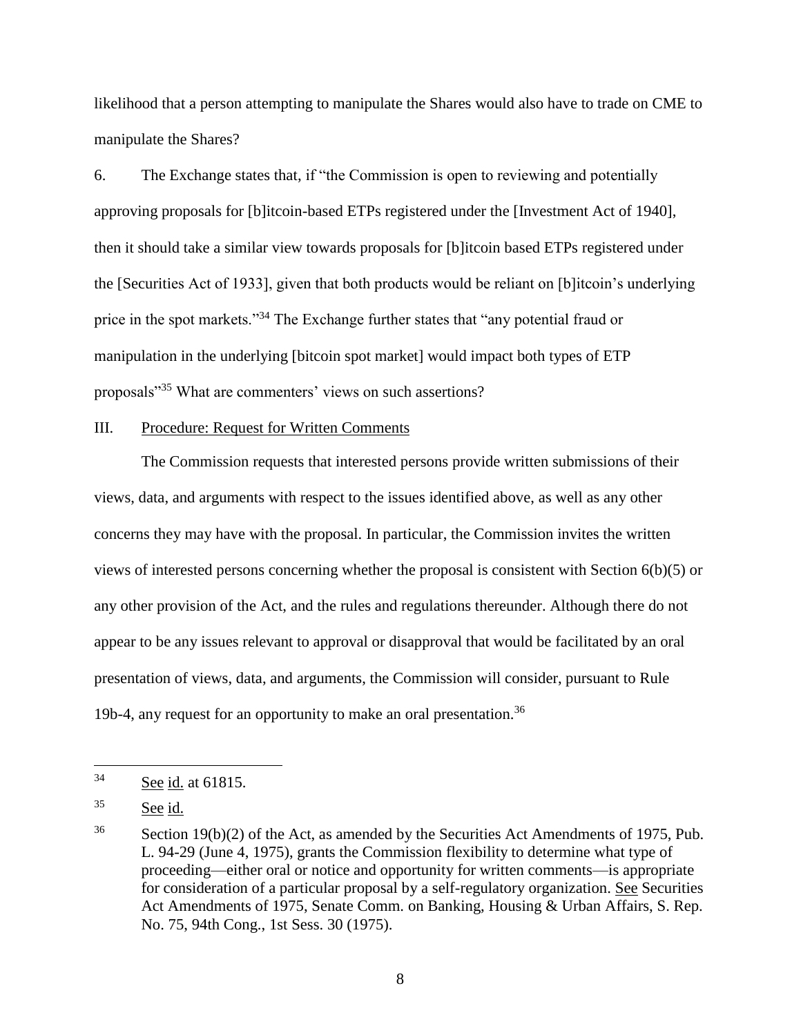likelihood that a person attempting to manipulate the Shares would also have to trade on CME to manipulate the Shares?

6. The Exchange states that, if "the Commission is open to reviewing and potentially approving proposals for [b]itcoin-based ETPs registered under the [Investment Act of 1940], then it should take a similar view towards proposals for [b]itcoin based ETPs registered under the [Securities Act of 1933], given that both products would be reliant on [b]itcoin's underlying price in the spot markets."[34] The Exchange further states that "any potential fraud or manipulation in the underlying [bitcoin spot market] would impact both types of ETP proposals"[35] What are commenters' views on such assertions?

## III. Procedure: Request for Written Comments

The Commission requests that interested persons provide written submissions of their views, data, and arguments with respect to the issues identified above, as well as any other concerns they may have with the proposal. In particular, the Commission invites the written views of interested persons concerning whether the proposal is consistent with Section 6(b)(5) or any other provision of the Act, and the rules and regulations thereunder. Although there do not appear to be any issues relevant to approval or disapproval that would be facilitated by an oral presentation of views, data, and arguments, the Commission will consider, pursuant to Rule 19b-4, any request for an opportunity to make an oral presentation.[36]

---

[34] See id. at 61815.

[35] See id.

[36] Section 19(b)(2) of the Act, as amended by the Securities Act Amendments of 1975, Pub. L. 94-29 (June 4, 1975), grants the Commission flexibility to determine what type of proceeding—either oral or notice and opportunity for written comments—is appropriate for consideration of a particular proposal by a self-regulatory organization. See Securities Act Amendments of 1975, Senate Comm. on Banking, Housing & Urban Affairs, S. Rep. No. 75, 94th Cong., 1st Sess. 30 (1975).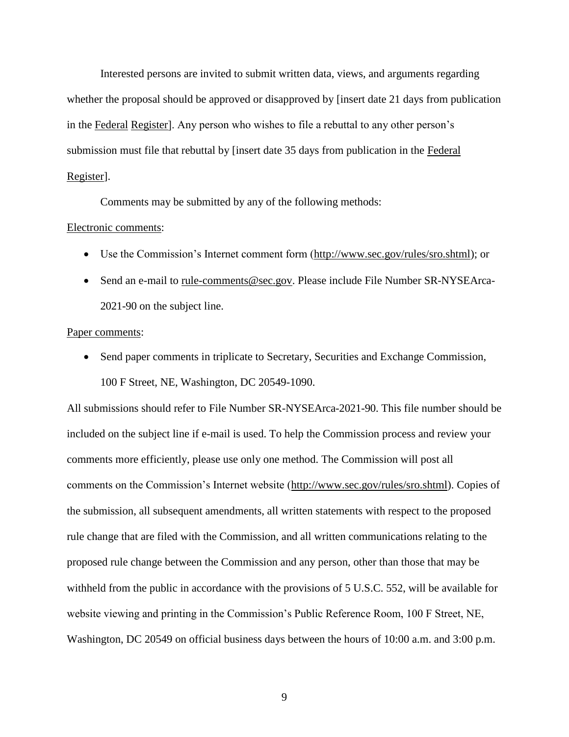Interested persons are invited to submit written data, views, and arguments regarding whether the proposal should be approved or disapproved by [insert date 21 days from publication in the Federal Register]. Any person who wishes to file a rebuttal to any other person's submission must file that rebuttal by [insert date 35 days from publication in the Federal Register].

Comments may be submitted by any of the following methods:

Electronic comments:

- Use the Commission's Internet comment form (http://www.sec.gov/rules/sro.shtml); or
- Send an e-mail to rule-comments@sec.gov. Please include File Number SR-NYSEArca-2021-90 on the subject line.

Paper comments:

- Send paper comments in triplicate to Secretary, Securities and Exchange Commission, 100 F Street, NE, Washington, DC 20549-1090.

All submissions should refer to File Number SR-NYSEArca-2021-90. This file number should be included on the subject line if e-mail is used. To help the Commission process and review your comments more efficiently, please use only one method. The Commission will post all comments on the Commission's Internet website (http://www.sec.gov/rules/sro.shtml). Copies of the submission, all subsequent amendments, all written statements with respect to the proposed rule change that are filed with the Commission, and all written communications relating to the proposed rule change between the Commission and any person, other than those that may be withheld from the public in accordance with the provisions of 5 U.S.C. 552, will be available for website viewing and printing in the Commission's Public Reference Room, 100 F Street, NE, Washington, DC 20549 on official business days between the hours of 10:00 a.m. and 3:00 p.m.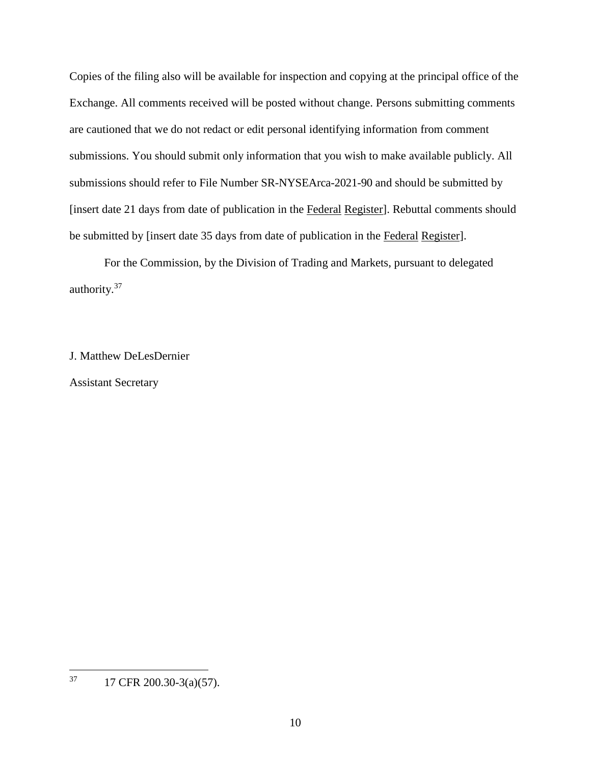Copies of the filing also will be available for inspection and copying at the principal office of the Exchange. All comments received will be posted without change. Persons submitting comments are cautioned that we do not redact or edit personal identifying information from comment submissions. You should submit only information that you wish to make available publicly. All submissions should refer to File Number SR-NYSEArca-2021-90 and should be submitted by [insert date 21 days from date of publication in the Federal Register]. Rebuttal comments should be submitted by [insert date 35 days from date of publication in the Federal Register].

For the Commission, by the Division of Trading and Markets, pursuant to delegated authority.[37]

J. Matthew DeLesDernier

Assistant Secretary

---

[37] 17 CFR 200.30-3(a)(57).